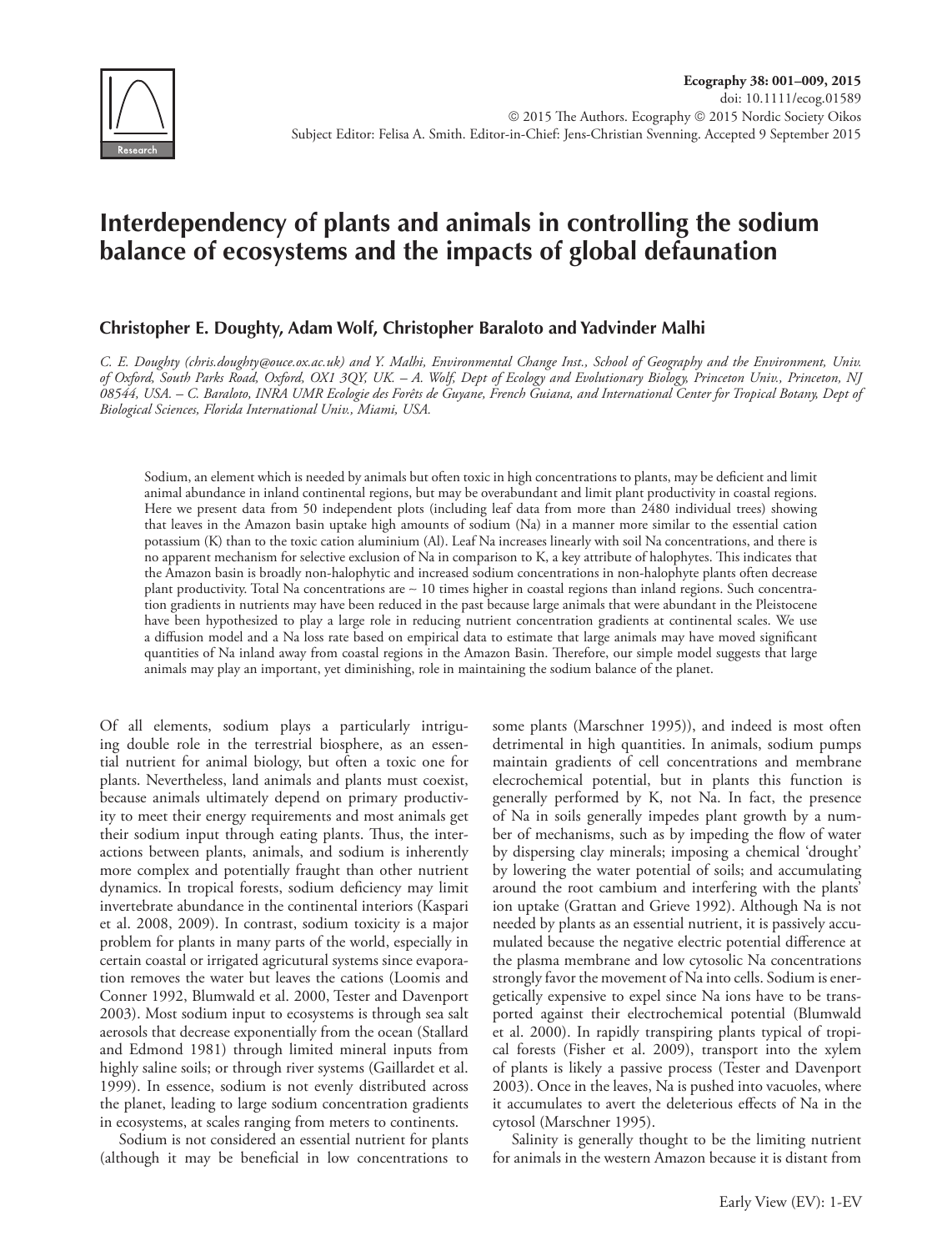# Interdependency of plants and animals in controlling the sodium balance of ecosystems and the impacts of global defaunation

**Christopher E. Doughty, Adam Wolf, Christopher Baraloto and Yadvinder Malhi**

*C. E. Doughty (chris.doughty@ouce.ox.ac.uk) and Y. Malhi, Environmental Change Inst., School of Geography and the Environment, Univ. of Oxford, South Parks Road, Oxford, OX1 3QY, UK. – A. Wolf, Dept of Ecology and Evolutionary Biology, Princeton Univ., Princeton, NJ 08544, USA. – C. Baraloto, INRA UMR Ecologie des Forêts de Guyane, French Guiana, and International Center for Tropical Botany, Dept of Biological Sciences, Florida International Univ., Miami, USA.*

Sodium, an element which is needed by animals but often toxic in high concentrations to plants, may be deficient and limit animal abundance in inland continental regions, but may be overabundant and limit plant productivity in coastal regions. Here we present data from 50 independent plots (including leaf data from more than 2480 individual trees) showing that leaves in the Amazon basin uptake high amounts of sodium (Na) in a manner more similar to the essential cation potassium (K) than to the toxic cation aluminium (Al). Leaf Na increases linearly with soil Na concentrations, and there is no apparent mechanism for selective exclusion of Na in comparison to K, a key attribute of halophytes. This indicates that the Amazon basin is broadly non-halophytic and increased sodium concentrations in non-halophyte plants often decrease plant productivity. Total Na concentrations are ~ 10 times higher in coastal regions than inland regions. Such concentration gradients in nutrients may have been reduced in the past because large animals that were abundant in the Pleistocene have been hypothesized to play a large role in reducing nutrient concentration gradients at continental scales. We use a diffusion model and a Na loss rate based on empirical data to estimate that large animals may have moved significant quantities of Na inland away from coastal regions in the Amazon Basin. Therefore, our simple model suggests that large animals may play an important, yet diminishing, role in maintaining the sodium balance of the planet.

Of all elements, sodium plays a particularly intriguing double role in the terrestrial biosphere, as an essential nutrient for animal biology, but often a toxic one for plants. Nevertheless, land animals and plants must coexist, because animals ultimately depend on primary productivity to meet their energy requirements and most animals get their sodium input through eating plants. Thus, the interactions between plants, animals, and sodium is inherently more complex and potentially fraught than other nutrient dynamics. In tropical forests, sodium deficiency may limit invertebrate abundance in the continental interiors (Kaspari et al. 2008, 2009). In contrast, sodium toxicity is a major problem for plants in many parts of the world, especially in certain coastal or irrigated agricultural systems since evaporation removes the water but leaves the cations (Loomis and Conner 1992, Blumwald et al. 2000, Tester and Davenport 2003). Most sodium input to ecosystems is through sea salt aerosols that decrease exponentially from the ocean (Stallard and Edmond 1981) through limited mineral inputs from highly saline soils; or through river systems (Gaillardet et al. 1999). In essence, sodium is not evenly distributed across the planet, leading to large sodium concentration gradients in ecosystems, at scales ranging from meters to continents.

Sodium is not considered an essential nutrient for plants (although it may be beneficial in low concentrations to some plants (Marschner 1995)), and indeed is most often detrimental in high quantities. In animals, sodium pumps maintain gradients of cell concentrations and membrane elecrochemical potential, but in plants this function is generally performed by K, not Na. In fact, the presence of Na in soils generally impedes plant growth by a number of mechanisms, such as by impeding the flow of water by dispersing clay minerals; imposing a chemical 'drought' by lowering the water potential of soils; and accumulating around the root cambium and interfering with the plants' ion uptake (Grattan and Grieve 1992). Although Na is not needed by plants as an essential nutrient, it is passively accumulated because the negative electric potential difference at the plasma membrane and low cytosolic Na concentrations strongly favor the movement of Na into cells. Sodium is energetically expensive to expel since Na ions have to be transported against their electrochemical potential (Blumwald et al. 2000). In rapidly transpiring plants typical of tropical forests (Fisher et al. 2009), transport into the xylem of plants is likely a passive process (Tester and Davenport 2003). Once in the leaves, Na is pushed into vacuoles, where it accumulates to avert the deleterious effects of Na in the cytosol (Marschner 1995).

Salinity is generally thought to be the limiting nutrient for animals in the western Amazon because it is distant from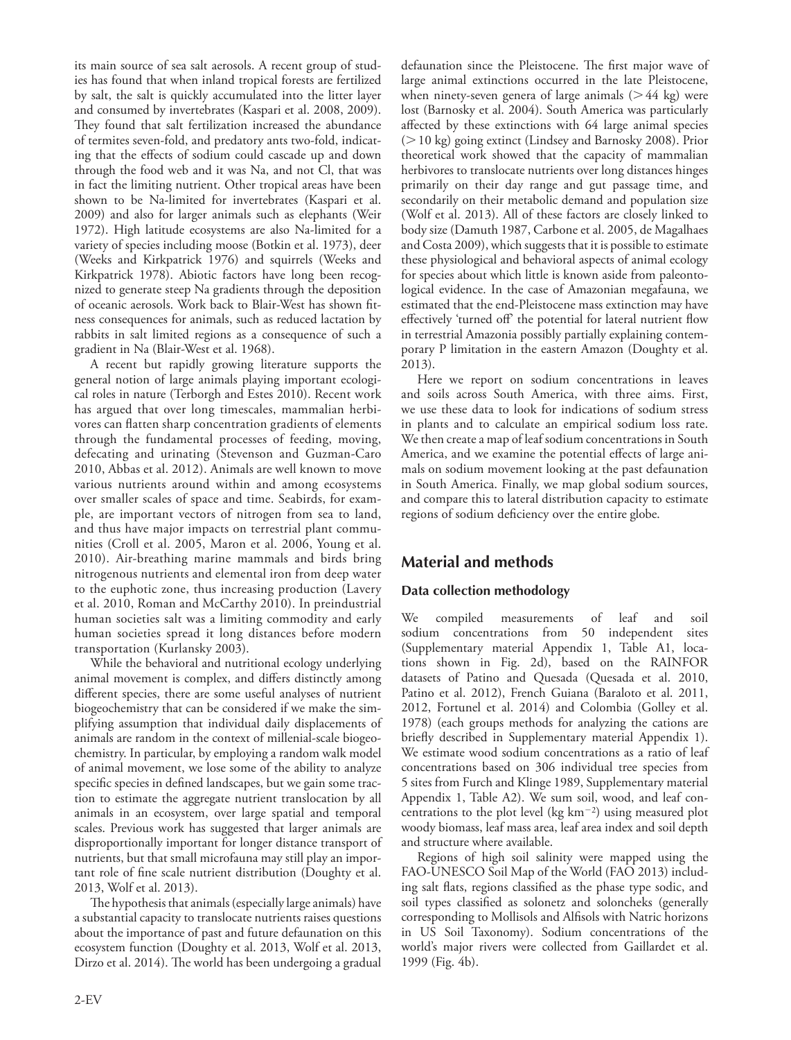its main source of sea salt aerosols. A recent group of studies has found that when inland tropical forests are fertilized by salt, the salt is quickly accumulated into the litter layer and consumed by invertebrates (Kaspari et al. 2008, 2009). They found that salt fertilization increased the abundance of termites seven-fold, and predatory ants two-fold, indicating that the effects of sodium could cascade up and down through the food web and it was Na, and not Cl, that was in fact the limiting nutrient. Other tropical areas have been shown to be Na-limited for invertebrates (Kaspari et al. 2009) and also for larger animals such as elephants (Weir 1972). High latitude ecosystems are also Na-limited for a variety of species including moose (Botkin et al. 1973), deer (Weeks and Kirkpatrick 1976) and squirrels (Weeks and Kirkpatrick 1978). Abiotic factors have long been recognized to generate steep Na gradients through the deposition of oceanic aerosols. Work back to Blair-West has shown fitness consequences for animals, such as reduced lactation by rabbits in salt limited regions as a consequence of such a gradient in Na (Blair-West et al. 1968).

A recent but rapidly growing literature supports the general notion of large animals playing important ecological roles in nature (Terborgh and Estes 2010). Recent work has argued that over long timescales, mammalian herbivores can flatten sharp concentration gradients of elements through the fundamental processes of feeding, moving, defecating and urinating (Stevenson and Guzman-Caro 2010, Abbas et al. 2012). Animals are well known to move various nutrients around within and among ecosystems over smaller scales of space and time. Seabirds, for example, are important vectors of nitrogen from sea to land, and thus have major impacts on terrestrial plant communities (Croll et al. 2005, Maron et al. 2006, Young et al. 2010). Air-breathing marine mammals and birds bring nitrogenous nutrients and elemental iron from deep water to the euphotic zone, thus increasing production (Lavery et al. 2010, Roman and McCarthy 2010). In preindustrial human societies salt was a limiting commodity and early human societies spread it long distances before modern transportation (Kurlansky 2003).

While the behavioral and nutritional ecology underlying animal movement is complex, and differs distinctly among different species, there are some useful analyses of nutrient biogeochemistry that can be considered if we make the simplifying assumption that individual daily displacements of animals are random in the context of millenial-scale biogeochemistry. In particular, by employing a random walk model of animal movement, we lose some of the ability to analyze specific species in defined landscapes, but we gain some traction to estimate the aggregate nutrient translocation by all animals in an ecosystem, over large spatial and temporal scales. Previous work has suggested that larger animals are disproportionally important for longer distance transport of nutrients, but that small microfauna may still play an important role of fine scale nutrient distribution (Doughty et al. 2013, Wolf et al. 2013).

The hypothesis that animals (especially large animals) have a substantial capacity to translocate nutrients raises questions about the importance of past and future defaunation on this ecosystem function (Doughty et al. 2013, Wolf et al. 2013, Dirzo et al. 2014). The world has been undergoing a gradual defaunation since the Pleistocene. The first major wave of large animal extinctions occurred in the late Pleistocene, when ninety-seven genera of large animals ($>$44 kg) were lost (Barnosky et al. 2004). South America was particularly affected by these extinctions with 64 large animal species ($>$10 kg) going extinct (Lindsey and Barnosky 2008). Prior theoretical work showed that the capacity of mammalian herbivores to translocate nutrients over long distances hinges primarily on their day range and gut passage time, and secondarily on their metabolic demand and population size (Wolf et al. 2013). All of these factors are closely linked to body size (Damuth 1987, Carbone et al. 2005, de Magalhaes and Costa 2009), which suggests that it is possible to estimate these physiological and behavioral aspects of animal ecology for species about which little is known aside from paleontological evidence. In the case of Amazonian megafauna, we estimated that the end-Pleistocene mass extinction may have effectively 'turned off' the potential for lateral nutrient flow in terrestrial Amazonia possibly partially explaining contemporary P limitation in the eastern Amazon (Doughty et al. 2013).

Here we report on sodium concentrations in leaves and soils across South America, with three aims. First, we use these data to look for indications of sodium stress in plants and to calculate an empirical sodium loss rate. We then create a map of leaf sodium concentrations in South America, and we examine the potential effects of large animals on sodium movement looking at the past defaunation in South America. Finally, we map global sodium sources, and compare this to lateral distribution capacity to estimate regions of sodium deficiency over the entire globe.

## Material and methods

### Data collection methodology

We compiled measurements of leaf and soil sodium concentrations from 50 independent sites (Supplementary material Appendix 1, Table A1, locations shown in Fig. 2d), based on the RAINFOR datasets of Patino and Quesada (Quesada et al. 2010, Patino et al. 2012), French Guiana (Baraloto et al. 2011, 2012, Fortunel et al. 2014) and Colombia (Golley et al. 1978) (each groups methods for analyzing the cations are briefly described in Supplementary material Appendix 1). We estimate wood sodium concentrations as a ratio of leaf concentrations based on 306 individual tree species from 5 sites from Furch and Klinge 1989, Supplementary material Appendix 1, Table A2). We sum soil, wood, and leaf concentrations to the plot level (kg $km^{-2}$) using measured plot woody biomass, leaf mass area, leaf area index and soil depth and structure where available.

Regions of high soil salinity were mapped using the FAO-UNESCO Soil Map of the World (FAO 2013) including salt flats, regions classified as the phase type sodic, and soil types classified as solonetz and soloncheks (generally corresponding to Mollisols and Alfisols with Natric horizons in US Soil Taxonomy). Sodium concentrations of the world's major rivers were collected from Gaillardet et al. 1999 (Fig. 4b).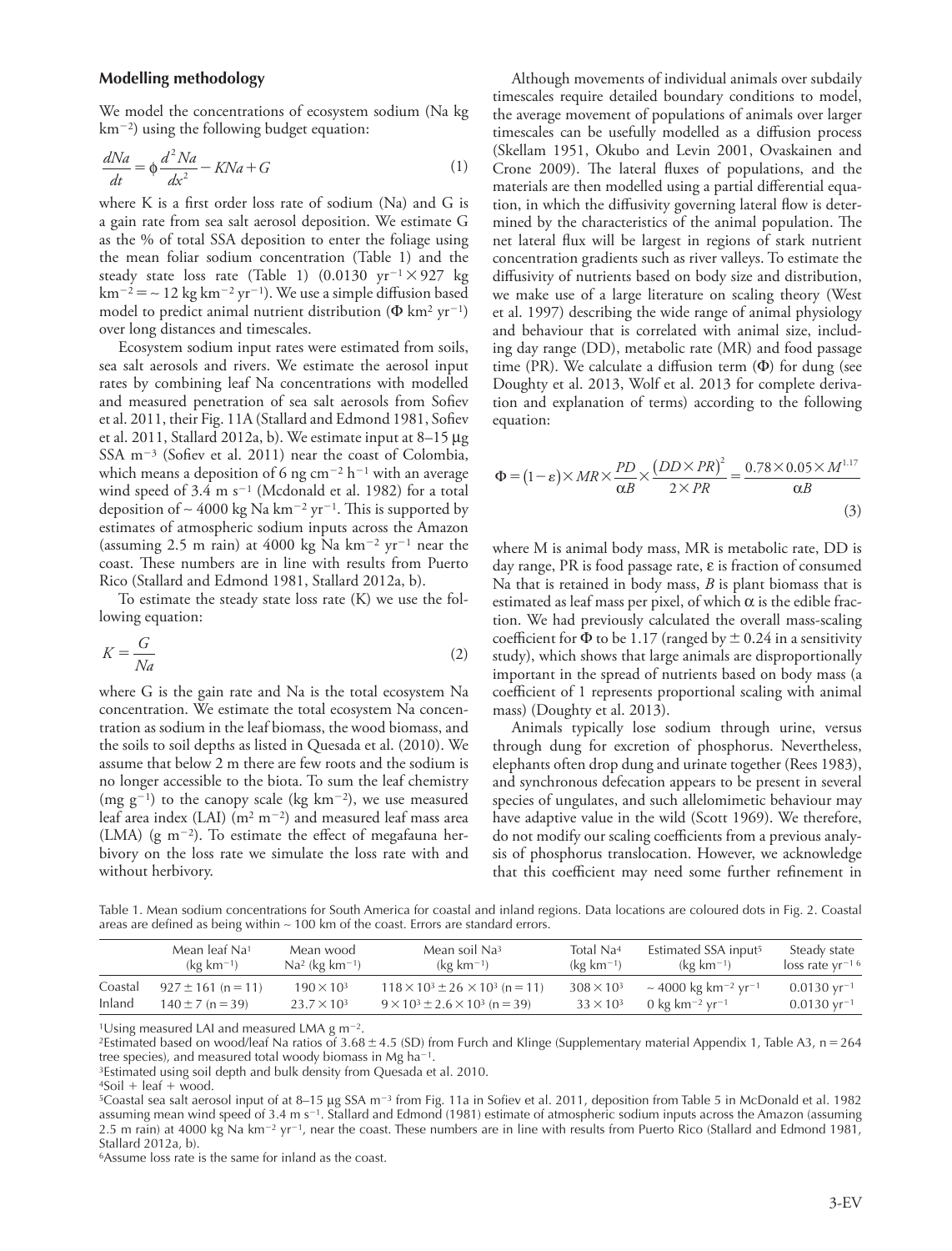### Modelling methodology

We model the concentrations of ecosystem sodium (Na kg $km^{-2}$) using the following budget equation:

$$\frac{dNa}{dt} = \phi \frac{d^2 Na}{dx^2} - KNa + G \tag{1}$$

where K is a first order loss rate of sodium (Na) and G is a gain rate from sea salt aerosol deposition. We estimate G as the % of total SSA deposition to enter the foliage using the mean foliar sodium concentration (Table 1) and the steady state loss rate (Table 1) ($0.0130\ yr^{-1} \times 927$ kg $km^{-2} = \sim 12$ kg $km^{-2}\ yr^{-1}$). We use a simple diffusion based model to predict animal nutrient distribution ($\Phi$ $km^2\ yr^{-1}$) over long distances and timescales.

Ecosystem sodium input rates were estimated from soils, sea salt aerosols and rivers. We estimate the aerosol input rates by combining leaf Na concentrations with modelled and measured penetration of sea salt aerosols from Sofiev et al. 2011, their Fig. 11A (Stallard and Edmond 1981, Sofiev et al. 2011, Stallard 2012a, b). We estimate input at 8–15 µg SSA $m^{-3}$ (Sofiev et al. 2011) near the coast of Colombia, which means a deposition of 6 ng $cm^{-2}\ h^{-1}$ with an average wind speed of 3.4 m $s^{-1}$ (Mcdonald et al. 1982) for a total deposition of ~ 4000 kg Na $km^{-2}\ yr^{-1}$. This is supported by estimates of atmospheric sodium inputs across the Amazon (assuming 2.5 m rain) at 4000 kg Na $km^{-2}\ yr^{-1}$ near the coast. These numbers are in line with results from Puerto Rico (Stallard and Edmond 1981, Stallard 2012a, b).

To estimate the steady state loss rate (K) we use the following equation:

$$K = \frac{G}{Na} \tag{2}$$

where G is the gain rate and Na is the total ecosystem Na concentration. We estimate the total ecosystem Na concentration as sodium in the leaf biomass, the wood biomass, and the soils to soil depths as listed in Quesada et al. (2010). We assume that below 2 m there are few roots and the sodium is no longer accessible to the biota. To sum the leaf chemistry (mg $g^{-1}$) to the canopy scale (kg $km^{-2}$), we use measured leaf area index (LAI) ($m^2\ m^{-2}$) and measured leaf mass area (LMA) (g $m^{-2}$). To estimate the effect of megafauna herbivory on the loss rate we simulate the loss rate with and without herbivory.

Although movements of individual animals over subdaily timescales require detailed boundary conditions to model, the average movement of populations of animals over larger timescales can be usefully modelled as a diffusion process (Skellam 1951, Okubo and Levin 2001, Ovaskainen and Crone 2009). The lateral fluxes of populations, and the materials are then modelled using a partial differential equation, in which the diffusivity governing lateral flow is determined by the characteristics of the animal population. The net lateral flux will be largest in regions of stark nutrient concentration gradients such as river valleys. To estimate the diffusivity of nutrients based on body size and distribution, we make use of a large literature on scaling theory (West et al. 1997) describing the wide range of animal physiology and behaviour that is correlated with animal size, including day range (DD), metabolic rate (MR) and food passage time (PR). We calculate a diffusion term ($\Phi$) for dung (see Doughty et al. 2013, Wolf et al. 2013 for complete derivation and explanation of terms) according to the following equation:

$$\Phi = (1-\varepsilon) \times MR \times \frac{PD}{\alpha B} \times \frac{(DD \times PR)^2}{2 \times PR} = \frac{0.78 \times 0.05 \times M^{1.17}}{\alpha B} \tag{3}$$

where M is animal body mass, MR is metabolic rate, DD is day range, PR is food passage rate, $\varepsilon$ is fraction of consumed Na that is retained in body mass, *B* is plant biomass that is estimated as leaf mass per pixel, of which $\alpha$ is the edible fraction. We had previously calculated the overall mass-scaling coefficient for $\Phi$ to be 1.17 (ranged by ± 0.24 in a sensitivity study), which shows that large animals are disproportionally important in the spread of nutrients based on body mass (a coefficient of 1 represents proportional scaling with animal mass) (Doughty et al. 2013).

Animals typically lose sodium through urine, versus through dung for excretion of phosphorus. Nevertheless, elephants often drop dung and urinate together (Rees 1983), and synchronous defecation appears to be present in several species of ungulates, and such allelomimetic behaviour may have adaptive value in the wild (Scott 1969). We therefore, do not modify our scaling coefficients from a previous analysis of phosphorus translocation. However, we acknowledge that this coefficient may need some further refinement in

Table 1. Mean sodium concentrations for South America for coastal and inland regions. Data locations are coloured dots in Fig. 2. Coastal areas are defined as being within ~ 100 km of the coast. Errors are standard errors.

| | Mean leaf Na[1] (kg $km^{-1}$) | Mean wood Na[2] (kg $km^{-1}$) | Mean soil Na[3] (kg $km^{-1}$) | Total Na[4] (kg $km^{-1}$) | Estimated SSA input[5] (kg $km^{-1}$) | Steady state loss rate $yr^{-1}$ [6] |
|---|---|---|---|---|---|---|
| Coastal | 927 ± 161 (n = 11) | $190 \times 10^3$ | $118 \times 10^3 \pm 26 \times 10^3$ (n = 11) | $308 \times 10^3$ | ~ 4000 kg $km^{-2}\ yr^{-1}$ | 0.0130 $yr^{-1}$ |
| Inland | 140 ± 7 (n = 39) | $23.7 \times 10^3$ | $9 \times 10^3 \pm 2.6 \times 10^3$ (n = 39) | $33 \times 10^3$ | 0 kg $km^{-2}\ yr^{-1}$ | 0.0130 $yr^{-1}$ |

[1]Using measured LAI and measured LMA g $m^{-2}$.
[2]Estimated based on wood/leaf Na ratios of 3.68 ± 4.5 (SD) from Furch and Klinge (Supplementary material Appendix 1, Table A3, n = 264 tree species), and measured total woody biomass in Mg $ha^{-1}$.
[3]Estimated using soil depth and bulk density from Quesada et al. 2010.
[4]Soil + leaf + wood.
[5]Coastal sea salt aerosol input of at 8–15 µg SSA $m^{-3}$ from Fig. 11a in Sofiev et al. 2011, deposition from Table 5 in McDonald et al. 1982 assuming mean wind speed of 3.4 m $s^{-1}$. Stallard and Edmond (1981) estimate of atmospheric sodium inputs across the Amazon (assuming 2.5 m rain) at 4000 kg Na $km^{-2}\ yr^{-1}$, near the coast. These numbers are in line with results from Puerto Rico (Stallard and Edmond 1981, Stallard 2012a, b).
[6]Assume loss rate is the same for inland as the coast.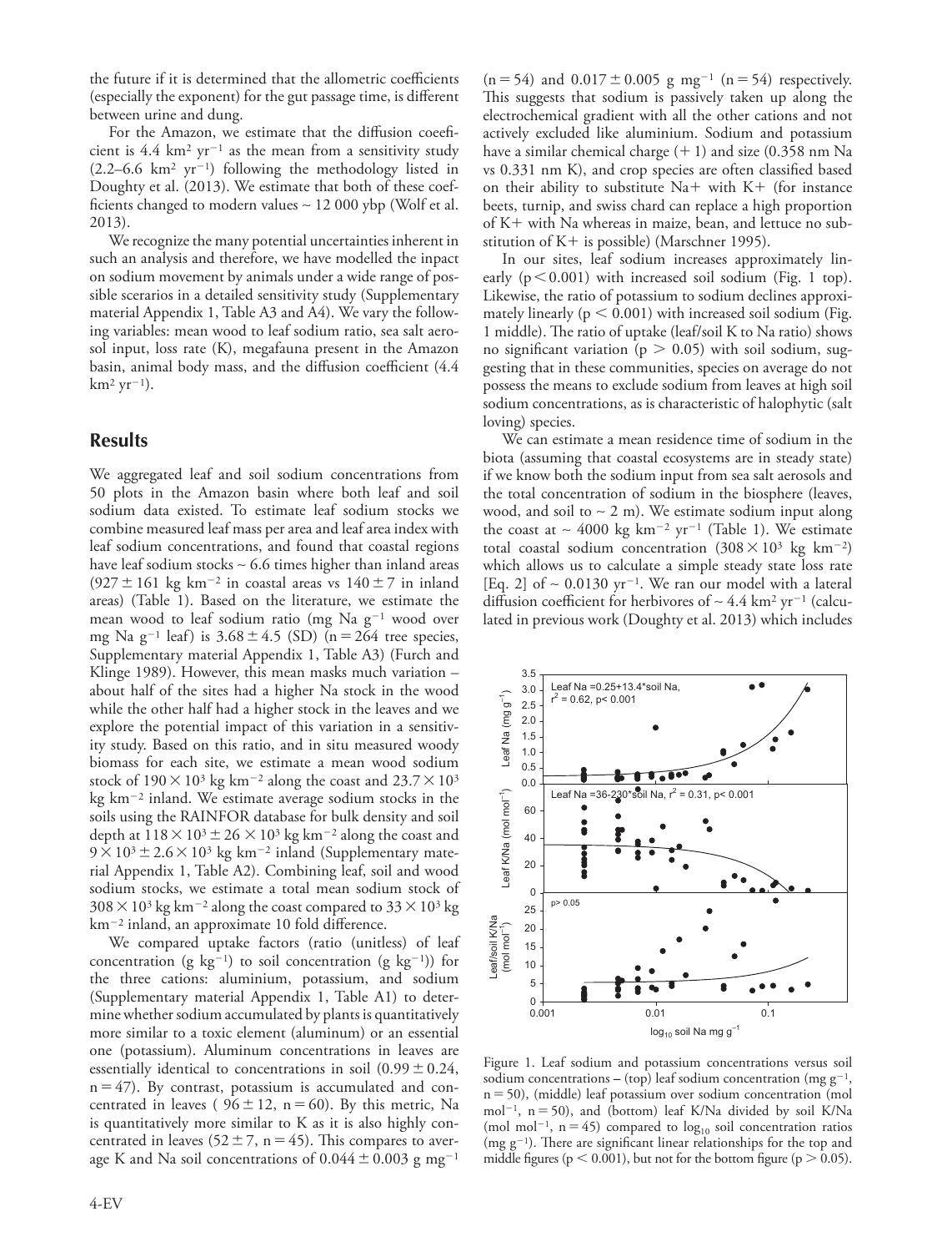the future if it is determined that the allometric coefficients (especially the exponent) for the gut passage time, is different between urine and dung.

For the Amazon, we estimate that the diffusion coefficient is 4.4 $km^2\ yr^{-1}$ as the mean from a sensitivity study (2.2–6.6 $km^2\ yr^{-1}$) following the methodology listed in Doughty et al. (2013). We estimate that both of these coefficients changed to modern values ~ 12 000 ybp (Wolf et al. 2013).

We recognize the many potential uncertainties inherent in such an analysis and therefore, we have modelled the inpact on sodium movement by animals under a wide range of possible scerarios in a detailed sensitivity study (Supplementary material Appendix 1, Table A3 and A4). We vary the following variables: mean wood to leaf sodium ratio, sea salt aerosol input, loss rate (K), megafauna present in the Amazon basin, animal body mass, and the diffusion coefficient (4.4 $km^2\ yr^{-1}$).

## Results

We aggregated leaf and soil sodium concentrations from 50 plots in the Amazon basin where both leaf and soil sodium data existed. To estimate leaf sodium stocks we combine measured leaf mass per area and leaf area index with leaf sodium concentrations, and found that coastal regions have leaf sodium stocks ~ 6.6 times higher than inland areas ($927 \pm 161$ kg $km^{-2}$ in coastal areas vs $140 \pm 7$ in inland areas) (Table 1). Based on the literature, we estimate the mean wood to leaf sodium ratio (mg Na $g^{-1}$ wood over mg Na $g^{-1}$ leaf) is $3.68 \pm 4.5$ (SD) (n = 264 tree species, Supplementary material Appendix 1, Table A3) (Furch and Klinge 1989). However, this mean masks much variation – about half of the sites had a higher Na stock in the wood while the other half had a higher stock in the leaves and we explore the potential impact of this variation in a sensitivity study. Based on this ratio, and in situ measured woody biomass for each site, we estimate a mean wood sodium stock of $190 \times 10^3$ kg $km^{-2}$ along the coast and $23.7 \times 10^3$ kg $km^{-2}$ inland. We estimate average sodium stocks in the soils using the RAINFOR database for bulk density and soil depth at $118 \times 10^3 \pm 26 \times 10^3$ kg $km^{-2}$ along the coast and $9 \times 10^3 \pm 2.6 \times 10^3$ kg $km^{-2}$ inland (Supplementary material Appendix 1, Table A2). Combining leaf, soil and wood sodium stocks, we estimate a total mean sodium stock of $308 \times 10^3$ kg $km^{-2}$ along the coast compared to $33 \times 10^3$ kg $km^{-2}$ inland, an approximate 10 fold difference.

We compared uptake factors (ratio (unitless) of leaf concentration (g $kg^{-1}$) to soil concentration (g $kg^{-1}$)) for the three cations: aluminium, potassium, and sodium (Supplementary material Appendix 1, Table A1) to determine whether sodium accumulated by plants is quantitatively more similar to a toxic element (aluminum) or an essential one (potassium). Aluminum concentrations in leaves are essentially identical to concentrations in soil ($0.99 \pm 0.24$, n = 47). By contrast, potassium is accumulated and concentrated in leaves ($96 \pm 12$, n = 60). By this metric, Na is quantitatively more similar to K as it is also highly concentrated in leaves ($52 \pm 7$, n = 45). This compares to average K and Na soil concentrations of $0.044 \pm 0.003$ g $mg^{-1}$ (n = 54) and $0.017 \pm 0.005$ g $mg^{-1}$ (n = 54) respectively. This suggests that sodium is passively taken up along the electrochemical gradient with all the other cations and not actively excluded like aluminium. Sodium and potassium have a similar chemical charge (+ 1) and size (0.358 nm Na vs 0.331 nm K), and crop species are often classified based on their ability to substitute $Na^+$ with $K^+$ (for instance beets, turnip, and swiss chard can replace a high proportion of $K^+$ with Na whereas in maize, bean, and lettuce no substitution of $K^+$ is possible) (Marschner 1995).

In our sites, leaf sodium increases approximately linearly ($p < 0.001$) with increased soil sodium (Fig. 1 top). Likewise, the ratio of potassium to sodium declines approximately linearly ($p < 0.001$) with increased soil sodium (Fig. 1 middle). The ratio of uptake (leaf/soil K to Na ratio) shows no significant variation ($p > 0.05$) with soil sodium, suggesting that in these communities, species on average do not possess the means to exclude sodium from leaves at high soil sodium concentrations, as is characteristic of halophytic (salt loving) species.

We can estimate a mean residence time of sodium in the biota (assuming that coastal ecosystems are in steady state) if we know both the sodium input from sea salt aerosols and the total concentration of sodium in the biosphere (leaves, wood, and soil to ~ 2 m). We estimate sodium input along the coast at ~ 4000 kg $km^{-2}\ yr^{-1}$ (Table 1). We estimate total coastal sodium concentration ($308 \times 10^3$ kg $km^{-2}$) which allows us to calculate a simple steady state loss rate [Eq. 2] of ~ 0.0130 $yr^{-1}$. We ran our model with a lateral diffusion coefficient for herbivores of ~ 4.4 $km^2\ yr^{-1}$ (calculated in previous work (Doughty et al. 2013) which includes

Figure 1. Leaf sodium and potassium concentrations versus soil sodium concentrations – (top) leaf sodium concentration (mg $g^{-1}$, n = 50), (middle) leaf potassium over sodium concentration (mol $mol^{-1}$, n = 50), and (bottom) leaf K/Na divided by soil K/Na (mol $mol^{-1}$, n = 45) compared to $\log_{10}$ soil concentration ratios (mg $g^{-1}$). There are significant linear relationships for the top and middle figures ($p < 0.001$), but not for the bottom figure ($p > 0.05$).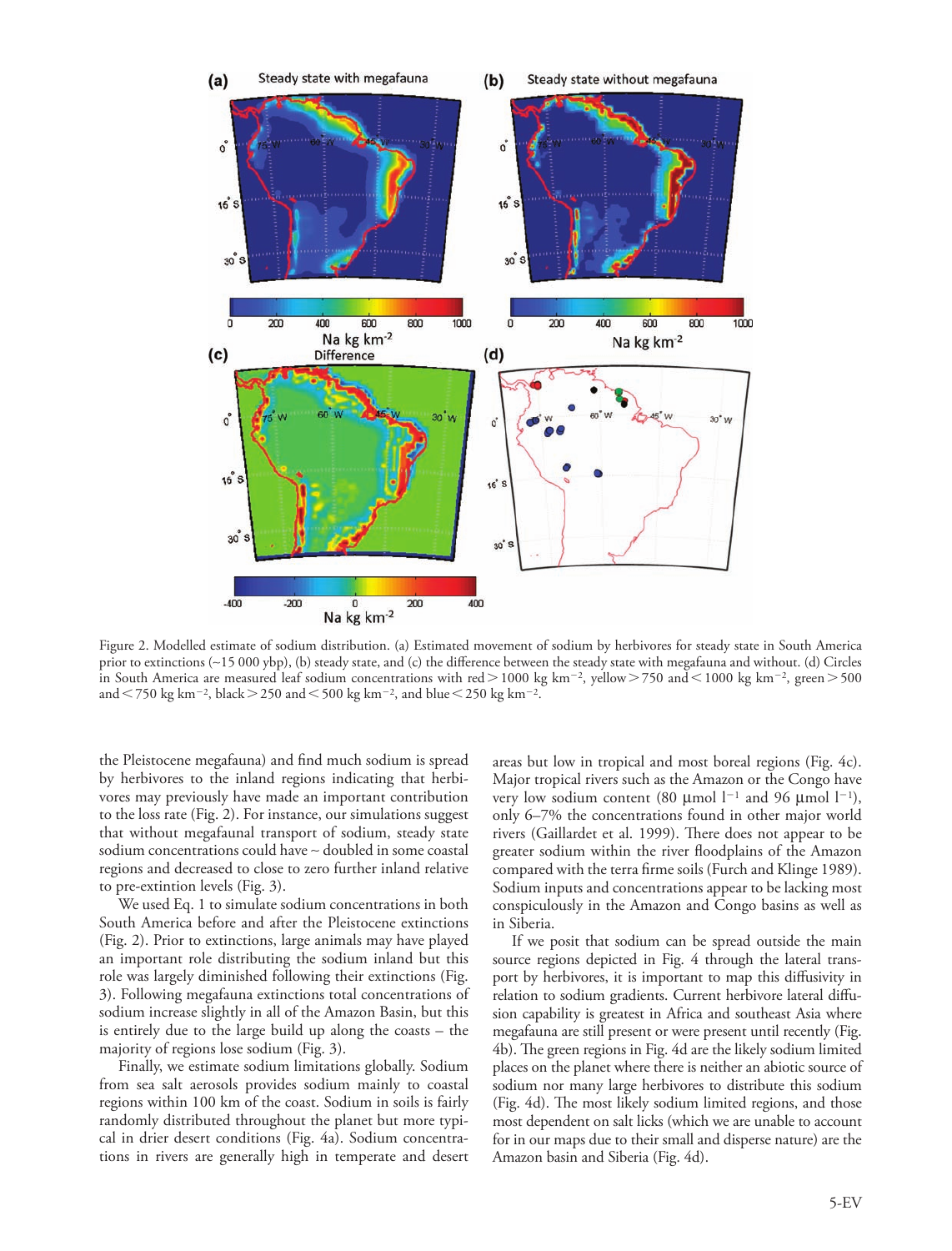Figure 2. Modelled estimate of sodium distribution. (a) Estimated movement of sodium by herbivores for steady state in South America prior to extinctions (~15 000 ybp), (b) steady state, and (c) the difference between the steady state with megafauna and without. (d) Circles in South America are measured leaf sodium concentrations with red > 1000 kg km$^{-2}$, yellow > 750 and < 1000 kg km$^{-2}$, green > 500 and < 750 kg km$^{-2}$, black > 250 and < 500 kg km$^{-2}$, and blue < 250 kg km$^{-2}$.

the Pleistocene megafauna) and find much sodium is spread by herbivores to the inland regions indicating that herbivores may previously have made an important contribution to the loss rate (Fig. 2). For instance, our simulations suggest that without megafaunal transport of sodium, steady state sodium concentrations could have ~ doubled in some coastal regions and decreased to close to zero further inland relative to pre-extintion levels (Fig. 3).

We used Eq. 1 to simulate sodium concentrations in both South America before and after the Pleistocene extinctions (Fig. 2). Prior to extinctions, large animals may have played an important role distributing the sodium inland but this role was largely diminished following their extinctions (Fig. 3). Following megafauna extinctions total concentrations of sodium increase slightly in all of the Amazon Basin, but this is entirely due to the large build up along the coasts – the majority of regions lose sodium (Fig. 3).

Finally, we estimate sodium limitations globally. Sodium from sea salt aerosols provides sodium mainly to coastal regions within 100 km of the coast. Sodium in soils is fairly randomly distributed throughout the planet but more typical in drier desert conditions (Fig. 4a). Sodium concentrations in rivers are generally high in temperate and desert areas but low in tropical and most boreal regions (Fig. 4c). Major tropical rivers such as the Amazon or the Congo have very low sodium content (80 µmol l$^{-1}$ and 96 µmol l$^{-1}$), only 6–7% the concentrations found in other major world rivers (Gaillardet et al. 1999). There does not appear to be greater sodium within the river floodplains of the Amazon compared with the terra firme soils (Furch and Klinge 1989). Sodium inputs and concentrations appear to be lacking most conspicuously in the Amazon and Congo basins as well as in Siberia.

If we posit that sodium can be spread outside the main source regions depicted in Fig. 4 through the lateral transport by herbivores, it is important to map this diffusivity in relation to sodium gradients. Current herbivore lateral diffusion capability is greatest in Africa and southeast Asia where megafauna are still present or were present until recently (Fig. 4b). The green regions in Fig. 4d are the likely sodium limited places on the planet where there is neither an abiotic source of sodium nor many large herbivores to distribute this sodium (Fig. 4d). The most likely sodium limited regions, and those most dependent on salt licks (which we are unable to account for in our maps due to their small and disperse nature) are the Amazon basin and Siberia (Fig. 4d).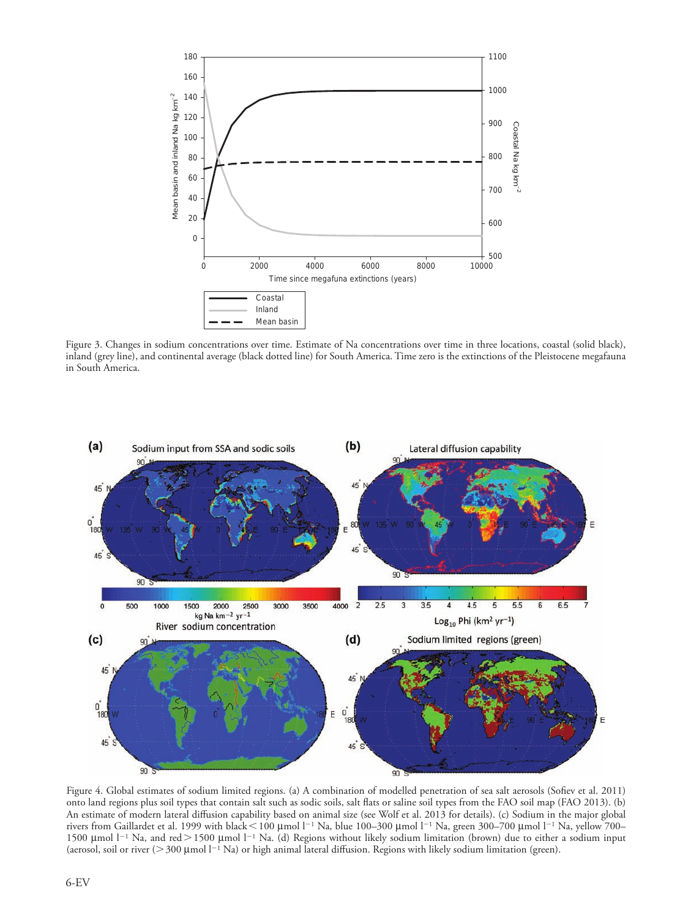Figure 3. Changes in sodium concentrations over time. Estimate of Na concentrations over time in three locations, coastal (solid black), inland (grey line), and continental average (black dotted line) for South America. Time zero is the extinctions of the Pleistocene megafauna in South America.

Figure 4. Global estimates of sodium limited regions. (a) A combination of modelled penetration of sea salt aerosols (Sofiev et al. 2011) onto land regions plus soil types that contain salt such as sodic soils, salt flats or saline soil types from the FAO soil map (FAO 2013). (b) An estimate of modern lateral diffusion capability based on animal size (see Wolf et al. 2013 for details). (c) Sodium in the major global rivers from Gaillardet et al. 1999 with black < 100 μmol $l^{-1}$ Na, blue 100–300 μmol $l^{-1}$ Na, green 300–700 μmol $l^{-1}$ Na, yellow 700–1500 μmol $l^{-1}$ Na, and red > 1500 μmol $l^{-1}$ Na. (d) Regions without likely sodium limitation (brown) due to either a sodium input (aerosol, soil or river (> 300 μmol $l^{-1}$ Na) or high animal lateral diffusion. Regions with likely sodium limitation (green).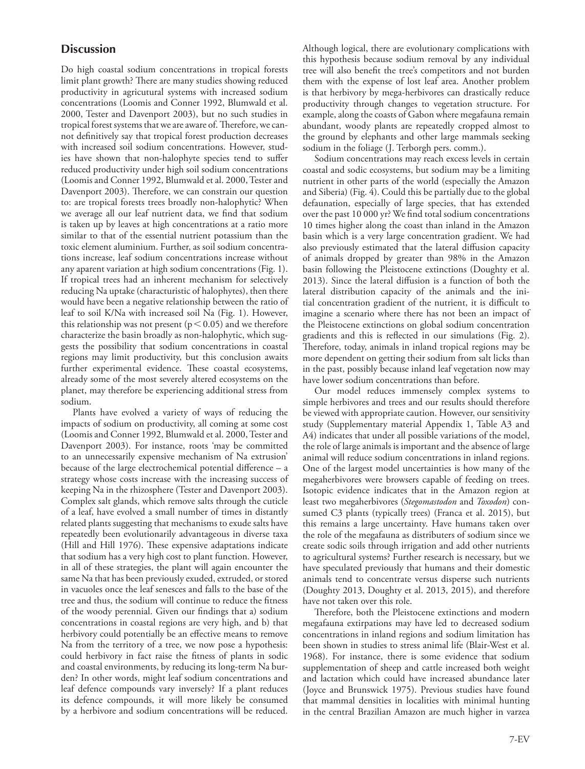## Discussion

Do high coastal sodium concentrations in tropical forests limit plant growth? There are many studies showing reduced productivity in agricultural systems with increased sodium concentrations (Loomis and Conner 1992, Blumwald et al. 2000, Tester and Davenport 2003), but no such studies in tropical forest systems that we are aware of. Therefore, we cannot definitively say that tropical forest production decreases with increased soil sodium concentrations. However, studies have shown that non-halophyte species tend to suffer reduced productivity under high soil sodium concentrations (Loomis and Conner 1992, Blumwald et al. 2000, Tester and Davenport 2003). Therefore, we can constrain our question to: are tropical forests trees broadly non-halophytic? When we average all our leaf nutrient data, we find that sodium is taken up by leaves at high concentrations at a ratio more similar to that of the essential nutrient potassium than the toxic element aluminium. Further, as soil sodium concentrations increase, leaf sodium concentrations increase without any aparent variation at high sodium concentrations (Fig. 1). If tropical trees had an inherent mechanism for selectively reducing Na uptake (characteristic of halophytes), then there would have been a negative relationship between the ratio of leaf to soil K/Na with increased soil Na (Fig. 1). However, this relationship was not present ($p < 0.05$) and we therefore characterize the basin broadly as non-halophytic, which suggests the possibility that sodium concentrations in coastal regions may limit productivity, but this conclusion awaits further experimental evidence. These coastal ecosystems, already some of the most severely altered ecosystems on the planet, may therefore be experiencing additional stress from sodium.

Plants have evolved a variety of ways of reducing the impacts of sodium on productivity, all coming at some cost (Loomis and Conner 1992, Blumwald et al. 2000, Tester and Davenport 2003). For instance, roots 'may be committed to an unnecessarily expensive mechanism of Na extrusion' because of the large electrochemical potential difference – a strategy whose costs increase with the increasing success of keeping Na in the rhizosphere (Tester and Davenport 2003). Complex salt glands, which remove salts through the cuticle of a leaf, have evolved a small number of times in distantly related plants suggesting that mechanisms to exude salts have repeatedly been evolutionarily advantageous in diverse taxa (Hill and Hill 1976). These expensive adaptations indicate that sodium has a very high cost to plant function. However, in all of these strategies, the plant will again encounter the same Na that has been previously exuded, extruded, or stored in vacuoles once the leaf senesces and falls to the base of the tree and thus, the sodium will continue to reduce the fitness of the woody perennial. Given our findings that a) sodium concentrations in coastal regions are very high, and b) that herbivory could potentially be an effective means to remove Na from the territory of a tree, we now pose a hypothesis: could herbivory in fact raise the fitness of plants in sodic and coastal environments, by reducing its long-term Na burden? In other words, might leaf sodium concentrations and leaf defence compounds vary inversely? If a plant reduces its defence compounds, it will more likely be consumed by a herbivore and sodium concentrations will be reduced. Although logical, there are evolutionary complications with this hypothesis because sodium removal by any individual tree will also benefit the tree's competitors and not burden them with the expense of lost leaf area. Another problem is that herbivory by mega-herbivores can drastically reduce productivity through changes to vegetation structure. For example, along the coasts of Gabon where megafauna remain abundant, woody plants are repeatedly cropped almost to the ground by elephants and other large mammals seeking sodium in the foliage (J. Terborgh pers. comm.).

Sodium concentrations may reach excess levels in certain coastal and sodic ecosystems, but sodium may be a limiting nutrient in other parts of the world (especially the Amazon and Siberia) (Fig. 4). Could this be partially due to the global defaunation, especially of large species, that has extended over the past 10 000 yr? We find total sodium concentrations 10 times higher along the coast than inland in the Amazon basin which is a very large concentration gradient. We had also previously estimated that the lateral diffusion capacity of animals dropped by greater than 98% in the Amazon basin following the Pleistocene extinctions (Doughty et al. 2013). Since the lateral diffusion is a function of both the lateral distribution capacity of the animals and the initial concentration gradient of the nutrient, it is difficult to imagine a scenario where there has not been an impact of the Pleistocene extinctions on global sodium concentration gradients and this is reflected in our simulations (Fig. 2). Therefore, today, animals in inland tropical regions may be more dependent on getting their sodium from salt licks than in the past, possibly because inland leaf vegetation now may have lower sodium concentrations than before.

Our model reduces immensely complex systems to simple herbivores and trees and our results should therefore be viewed with appropriate caution. However, our sensitivity study (Supplementary material Appendix 1, Table A3 and A4) indicates that under all possible variations of the model, the role of large animals is important and the absence of large animal will reduce sodium concentrations in inland regions. One of the largest model uncertainties is how many of the megaherbivores were browsers capable of feeding on trees. Isotopic evidence indicates that in the Amazon region at least two megaherbivores (*Stegomastodon* and *Toxodon*) consumed C3 plants (typically trees) (Franca et al. 2015), but this remains a large uncertainty. Have humans taken over the role of the megafauna as distributers of sodium since we create sodic soils through irrigation and add other nutrients to agricultural systems? Further research is necessary, but we have speculated previously that humans and their domestic animals tend to concentrate versus disperse such nutrients (Doughty 2013, Doughty et al. 2013, 2015), and therefore have not taken over this role.

Therefore, both the Pleistocene extinctions and modern megafauna extirpations may have led to decreased sodium concentrations in inland regions and sodium limitation has been shown in studies to stress animal life (Blair-West et al. 1968). For instance, there is some evidence that sodium supplementation of sheep and cattle increased both weight and lactation which could have increased abundance later (Joyce and Brunswick 1975). Previous studies have found that mammal densities in localities with minimal hunting in the central Brazilian Amazon are much higher in varzea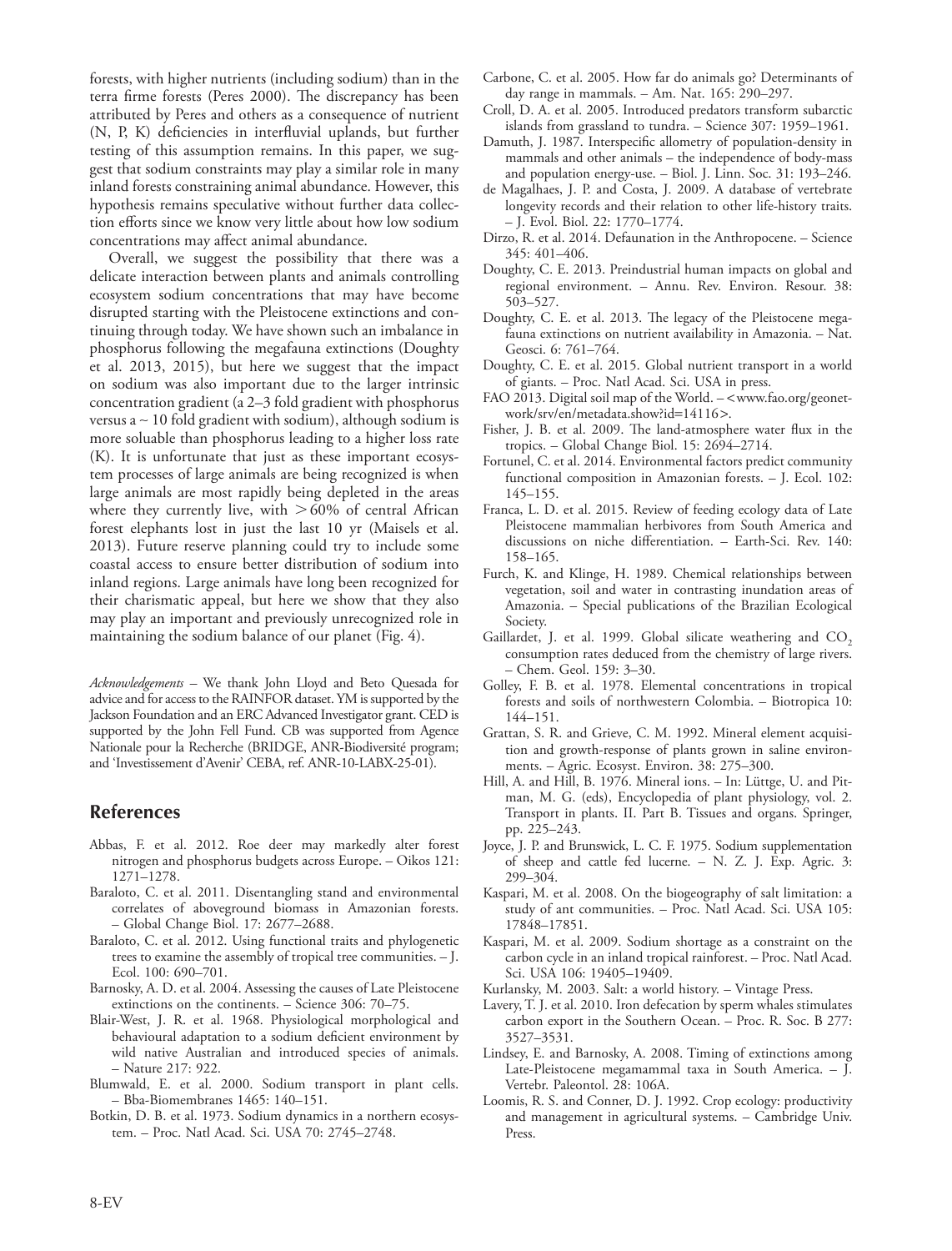forests, with higher nutrients (including sodium) than in the terra firme forests (Peres 2000). The discrepancy has been attributed by Peres and others as a consequence of nutrient (N, P, K) deficiencies in interfluvial uplands, but further testing of this assumption remains. In this paper, we suggest that sodium constraints may play a similar role in many inland forests constraining animal abundance. However, this hypothesis remains speculative without further data collection efforts since we know very little about how low sodium concentrations may affect animal abundance.

Overall, we suggest the possibility that there was a delicate interaction between plants and animals controlling ecosystem sodium concentrations that may have become disrupted starting with the Pleistocene extinctions and continuing through today. We have shown such an imbalance in phosphorus following the megafauna extinctions (Doughty et al. 2013, 2015), but here we suggest that the impact on sodium was also important due to the larger intrinsic concentration gradient (a 2–3 fold gradient with phosphorus versus a ~ 10 fold gradient with sodium), although sodium is more soluable than phosphorus leading to a higher loss rate (K). It is unfortunate that just as these important ecosystem processes of large animals are being recognized is when large animals are most rapidly being depleted in the areas where they currently live, with $> 60\%$ of central African forest elephants lost in just the last 10 yr (Maisels et al. 2013). Future reserve planning could try to include some coastal access to ensure better distribution of sodium into inland regions. Large animals have long been recognized for their charismatic appeal, but here we show that they also may play an important and previously unrecognized role in maintaining the sodium balance of our planet (Fig. 4).

*Acknowledgements* – We thank John Lloyd and Beto Quesada for advice and for access to the RAINFOR dataset. YM is supported by the Jackson Foundation and an ERC Advanced Investigator grant. CED is supported by the John Fell Fund. CB was supported from Agence Nationale pour la Recherche (BRIDGE, ANR-Biodiversité program; and 'Investissement d'Avenir' CEBA, ref. ANR-10-LABX-25-01).

## References

Abbas, F. et al. 2012. Roe deer may markedly alter forest nitrogen and phosphorus budgets across Europe. – Oikos 121: 1271–1278.

Baraloto, C. et al. 2011. Disentangling stand and environmental correlates of aboveground biomass in Amazonian forests. – Global Change Biol. 17: 2677–2688.

Baraloto, C. et al. 2012. Using functional traits and phylogenetic trees to examine the assembly of tropical tree communities. – J. Ecol. 100: 690–701.

Barnosky, A. D. et al. 2004. Assessing the causes of Late Pleistocene extinctions on the continents. – Science 306: 70–75.

Blair-West, J. R. et al. 1968. Physiological morphological and behavioural adaptation to a sodium deficient environment by wild native Australian and introduced species of animals. – Nature 217: 922.

Blumwald, E. et al. 2000. Sodium transport in plant cells. – Bba-Biomembranes 1465: 140–151.

Botkin, D. B. et al. 1973. Sodium dynamics in a northern ecosystem. – Proc. Natl Acad. Sci. USA 70: 2745–2748.

Carbone, C. et al. 2005. How far do animals go? Determinants of day range in mammals. – Am. Nat. 165: 290–297.

Croll, D. A. et al. 2005. Introduced predators transform subarctic islands from grassland to tundra. – Science 307: 1959–1961.

Damuth, J. 1987. Interspecific allometry of population-density in mammals and other animals – the independence of body-mass and population energy-use. – Biol. J. Linn. Soc. 31: 193–246.

de Magalhaes, J. P. and Costa, J. 2009. A database of vertebrate longevity records and their relation to other life-history traits. – J. Evol. Biol. 22: 1770–1774.

Dirzo, R. et al. 2014. Defaunation in the Anthropocene. – Science 345: 401–406.

Doughty, C. E. 2013. Preindustrial human impacts on global and regional environment. – Annu. Rev. Environ. Resour. 38: 503–527.

Doughty, C. E. et al. 2013. The legacy of the Pleistocene megafauna extinctions on nutrient availability in Amazonia. – Nat. Geosci. 6: 761–764.

Doughty, C. E. et al. 2015. Global nutrient transport in a world of giants. – Proc. Natl Acad. Sci. USA in press.

FAO 2013. Digital soil map of the World. – <www.fao.org/geonetwork/srv/en/metadata.show?id=14116>.

Fisher, J. B. et al. 2009. The land-atmosphere water flux in the tropics. – Global Change Biol. 15: 2694–2714.

Fortunel, C. et al. 2014. Environmental factors predict community functional composition in Amazonian forests. – J. Ecol. 102: 145–155.

Franca, L. D. et al. 2015. Review of feeding ecology data of Late Pleistocene mammalian herbivores from South America and discussions on niche differentiation. – Earth-Sci. Rev. 140: 158–165.

Furch, K. and Klinge, H. 1989. Chemical relationships between vegetation, soil and water in contrasting inundation areas of Amazonia. – Special publications of the Brazilian Ecological Society.

Gaillardet, J. et al. 1999. Global silicate weathering and $CO_2$ consumption rates deduced from the chemistry of large rivers. – Chem. Geol. 159: 3–30.

Golley, F. B. et al. 1978. Elemental concentrations in tropical forests and soils of northwestern Colombia. – Biotropica 10: 144–151.

Grattan, S. R. and Grieve, C. M. 1992. Mineral element acquisition and growth-response of plants grown in saline environments. – Agric. Ecosyst. Environ. 38: 275–300.

Hill, A. and Hill, B. 1976. Mineral ions. – In: Lüttge, U. and Pitman, M. G. (eds), Encyclopedia of plant physiology, vol. 2. Transport in plants. II. Part B. Tissues and organs. Springer, pp. 225–243.

Joyce, J. P. and Brunswick, L. C. F. 1975. Sodium supplementation of sheep and cattle fed lucerne. – N. Z. J. Exp. Agric. 3: 299–304.

Kaspari, M. et al. 2008. On the biogeography of salt limitation: a study of ant communities. – Proc. Natl Acad. Sci. USA 105: 17848–17851.

Kaspari, M. et al. 2009. Sodium shortage as a constraint on the carbon cycle in an inland tropical rainforest. – Proc. Natl Acad. Sci. USA 106: 19405–19409.

Kurlansky, M. 2003. Salt: a world history. – Vintage Press.

Lavery, T. J. et al. 2010. Iron defecation by sperm whales stimulates carbon export in the Southern Ocean. – Proc. R. Soc. B 277: 3527–3531.

Lindsey, E. and Barnosky, A. 2008. Timing of extinctions among Late-Pleistocene megamammal taxa in South America. – J. Vertebr. Paleontol. 28: 106A.

Loomis, R. S. and Conner, D. J. 1992. Crop ecology: productivity and management in agricultural systems. – Cambridge Univ. Press.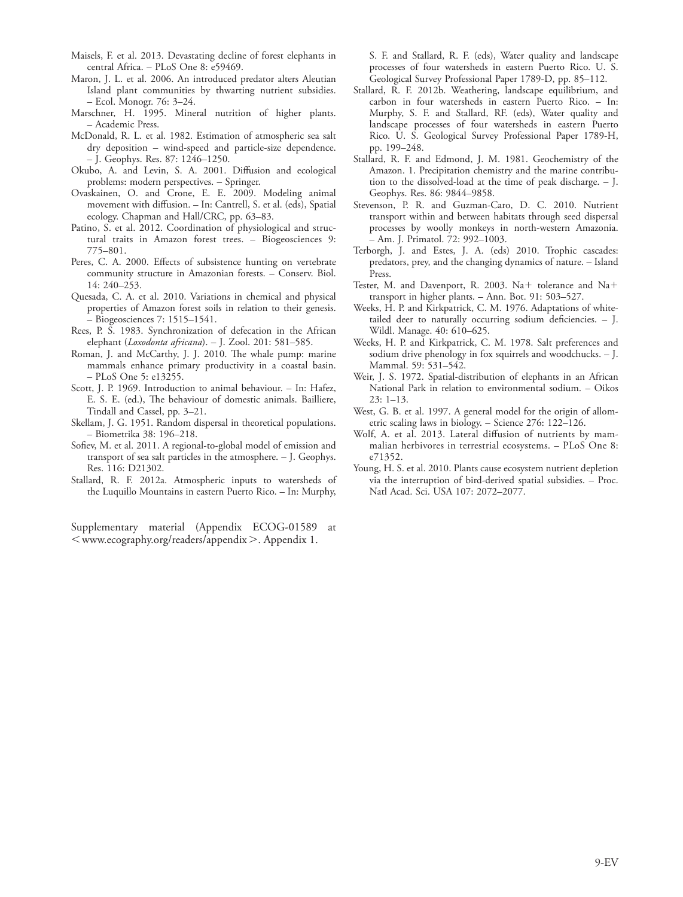Maisels, F. et al. 2013. Devastating decline of forest elephants in central Africa. – PLoS One 8: e59469.

Maron, J. L. et al. 2006. An introduced predator alters Aleutian Island plant communities by thwarting nutrient subsidies. – Ecol. Monogr. 76: 3–24.

Marschner, H. 1995. Mineral nutrition of higher plants. – Academic Press.

McDonald, R. L. et al. 1982. Estimation of atmospheric sea salt dry deposition – wind-speed and particle-size dependence. – J. Geophys. Res. 87: 1246–1250.

Okubo, A. and Levin, S. A. 2001. Diffusion and ecological problems: modern perspectives. – Springer.

Ovaskainen, O. and Crone, E. E. 2009. Modeling animal movement with diffusion. – In: Cantrell, S. et al. (eds), Spatial ecology. Chapman and Hall/CRC, pp. 63–83.

Patino, S. et al. 2012. Coordination of physiological and structural traits in Amazon forest trees. – Biogeosciences 9: 775–801.

Peres, C. A. 2000. Effects of subsistence hunting on vertebrate community structure in Amazonian forests. – Conserv. Biol. 14: 240–253.

Quesada, C. A. et al. 2010. Variations in chemical and physical properties of Amazon forest soils in relation to their genesis. – Biogeosciences 7: 1515–1541.

Rees, P. S. 1983. Synchronization of defecation in the African elephant (*Loxodonta africana*). – J. Zool. 201: 581–585.

Roman, J. and McCarthy, J. J. 2010. The whale pump: marine mammals enhance primary productivity in a coastal basin. – PLoS One 5: e13255.

Scott, J. P. 1969. Introduction to animal behaviour. – In: Hafez, E. S. E. (ed.), The behaviour of domestic animals. Bailliere, Tindall and Cassel, pp. 3–21.

Skellam, J. G. 1951. Random dispersal in theoretical populations. – Biometrika 38: 196–218.

Sofiev, M. et al. 2011. A regional-to-global model of emission and transport of sea salt particles in the atmosphere. – J. Geophys. Res. 116: D21302.

Stallard, R. F. 2012a. Atmospheric inputs to watersheds of the Luquillo Mountains in eastern Puerto Rico. – In: Murphy, S. F. and Stallard, R. F. (eds), Water quality and landscape processes of four watersheds in eastern Puerto Rico. U. S. Geological Survey Professional Paper 1789-D, pp. 85–112.

Stallard, R. F. 2012b. Weathering, landscape equilibrium, and carbon in four watersheds in eastern Puerto Rico. – In: Murphy, S. F. and Stallard, RF. (eds), Water quality and landscape processes of four watersheds in eastern Puerto Rico. U. S. Geological Survey Professional Paper 1789-H, pp. 199–248.

Stallard, R. F. and Edmond, J. M. 1981. Geochemistry of the Amazon. 1. Precipitation chemistry and the marine contribution to the dissolved-load at the time of peak discharge. – J. Geophys. Res. 86: 9844–9858.

Stevenson, P. R. and Guzman-Caro, D. C. 2010. Nutrient transport within and between habitats through seed dispersal processes by woolly monkeys in north-western Amazonia. – Am. J. Primatol. 72: 992–1003.

Terborgh, J. and Estes, J. A. (eds) 2010. Trophic cascades: predators, prey, and the changing dynamics of nature. – Island Press.

Tester, M. and Davenport, R. 2003. Na+ tolerance and Na+ transport in higher plants. – Ann. Bot. 91: 503–527.

Weeks, H. P. and Kirkpatrick, C. M. 1976. Adaptations of white-tailed deer to naturally occurring sodium deficiencies. – J. Wildl. Manage. 40: 610–625.

Weeks, H. P. and Kirkpatrick, C. M. 1978. Salt preferences and sodium drive phenology in fox squirrels and woodchucks. – J. Mammal. 59: 531–542.

Weir, J. S. 1972. Spatial-distribution of elephants in an African National Park in relation to environmental sodium. – Oikos 23: 1–13.

West, G. B. et al. 1997. A general model for the origin of allometric scaling laws in biology. – Science 276: 122–126.

Wolf, A. et al. 2013. Lateral diffusion of nutrients by mammalian herbivores in terrestrial ecosystems. – PLoS One 8: e71352.

Young, H. S. et al. 2010. Plants cause ecosystem nutrient depletion via the interruption of bird-derived spatial subsidies. – Proc. Natl Acad. Sci. USA 107: 2072–2077.

Supplementary material (Appendix ECOG-01589 at <www.ecography.org/readers/appendix>. Appendix 1.